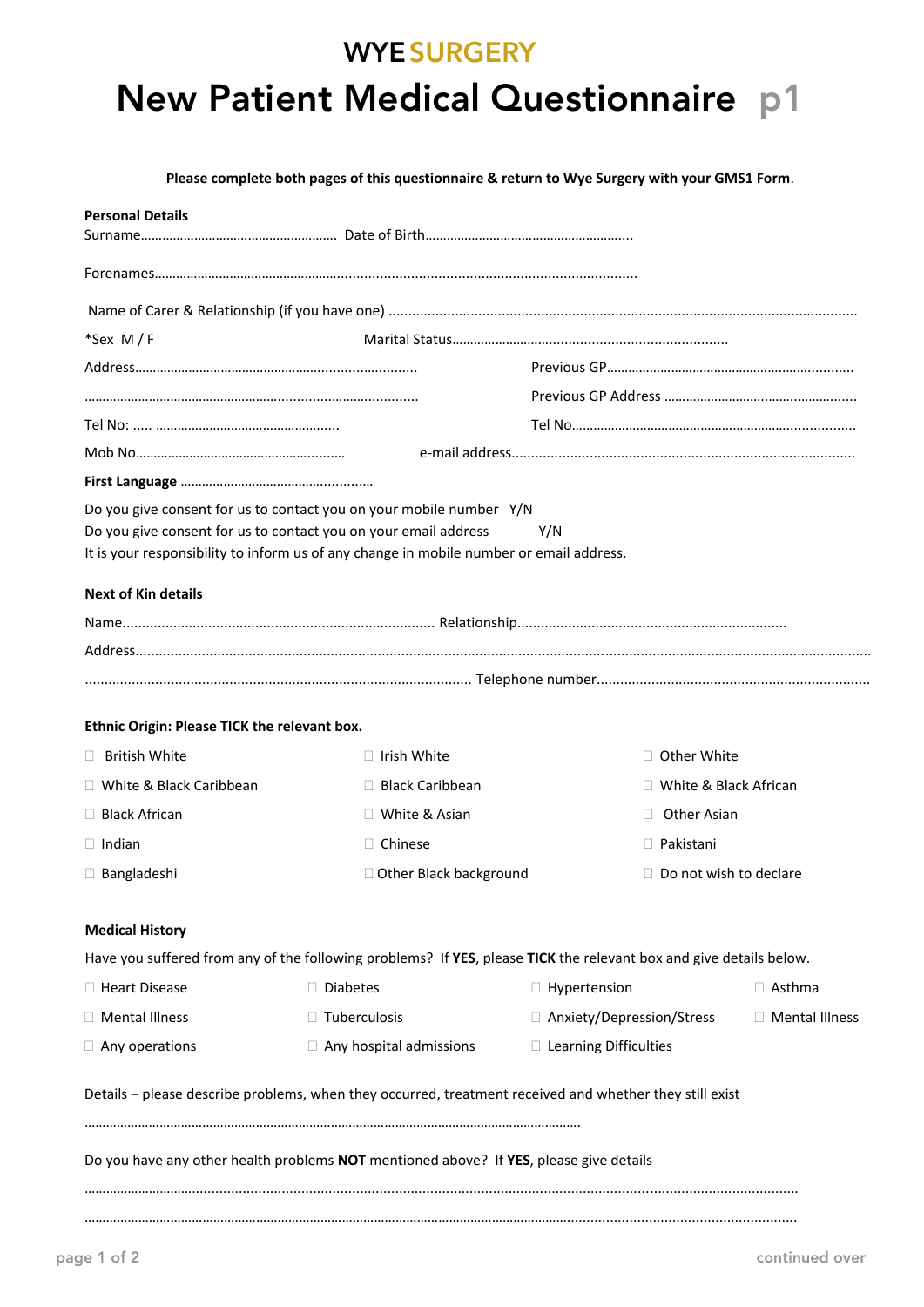**WYE SURGERY**

# New Patient Medical Questionnaire p1

**Please complete both pages of this questionnaire & return to Wye Surgery with your GMS1 Form**.

**Personal Details**

Surname………………………………………………. Date of Birth…………………………………………………..

Forenames…………………………………………………………………………………………………………

Name of Carer & Relationship (if you have one) ……………………………………………………………………………………………

*Sex M / F Marital Status………………………………………………………………

Address…………………………………………………………………… Previous GP…………………………………………………………

……………………………………………………………………………… Previous GP Address ………………………………………………

Tel No: ….. …………………………………………… Tel No……………………………………………………………………

Mob No…………………………………………………… e-mail address……………………………………………………………………………

**First Language** ……………………………………………

Do you give consent for us to contact you on your mobile number Y/N

Do you give consent for us to contact you on your email address Y/N

It is your responsibility to inform us of any change in mobile number or email address.

**Next of Kin details**

Name……………………………………………………………………… Relationship……………………………………………………………

Address……………………………………………………………………………………………………………………………………………………

……………………………………………………………………………………… Telephone number……………………………………………………………

**Ethnic Origin: Please TICK the relevant box.**

- ☐ British White
- ☐ Irish White
- ☐ Other White
- ☐ White & Black Caribbean
- ☐ Black Caribbean
- ☐ White & Black African
- ☐ Black African
- ☐ White & Asian
- ☐ Other Asian
- ☐ Indian
- ☐ Chinese
- ☐ Pakistani
- ☐ Bangladeshi
- ☐ Other Black background
- ☐ Do not wish to declare

**Medical History**

Have you suffered from any of the following problems? If **YES**, please **TICK** the relevant box and give details below.

- ☐ Heart Disease
- ☐ Diabetes
- ☐ Hypertension
- ☐ Asthma
- ☐ Mental Illness
- ☐ Tuberculosis
- ☐ Anxiety/Depression/Stress
- ☐ Mental Illness
- ☐ Any operations
- ☐ Any hospital admissions
- ☐ Learning Difficulties

Details – please describe problems, when they occurred, treatment received and whether they still exist

……………………………………………………………………………………………………………………………

Do you have any other health problems **NOT** mentioned above? If **YES**, please give details

……………………………………………………………………………………………………………………………………………………

……………………………………………………………………………………………………………………………………………………

continued over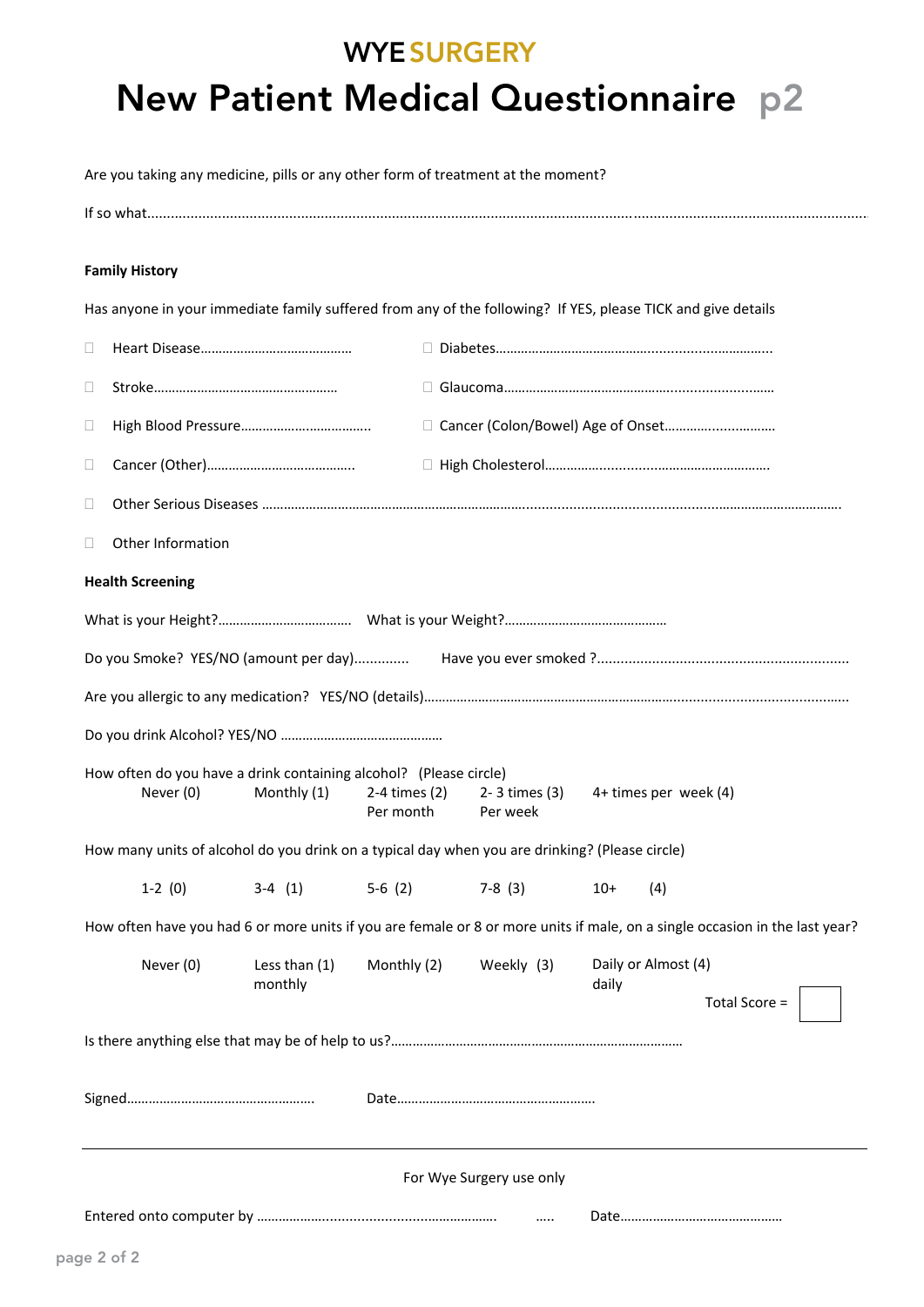WYE SURGERY

# New Patient Medical Questionnaire p2

Are you taking any medicine, pills or any other form of treatment at the moment?

If so what.............................................................................................................................................................................................................

**Family History**

Has anyone in your immediate family suffered from any of the following? If YES, please TICK and give details

- ☐ Heart Disease…………………………………… ☐ Diabetes………………………………….............................
- ☐ Stroke…………………………………………… ☐ Glaucoma………………………………….........................
- ☐ High Blood Pressure……………………………. ☐ Cancer (Colon/Bowel) Age of Onset…………..................
- ☐ Cancer (Other)…………………………………. ☐ High Cholesterol…………...........................................
- ☐ Other Serious Diseases ………………………………………………………………............................................................................
- ☐ Other Information

**Health Screening**

What is your Height?……………………………… What is your Weight?……………………………………

Do you Smoke? YES/NO (amount per day)............. Have you ever smoked ?..............................................................

Are you allergic to any medication? YES/NO (details)…………………………………………………………..........................................

Do you drink Alcohol? YES/NO ………………………………………

How often do you have a drink containing alcohol? (Please circle)

| | | | | |
|---|---|---|---|---|
| Never (0) | Monthly (1) | 2-4 times (2) Per month | 2- 3 times (3) Per week | 4+ times per week (4) |

How many units of alcohol do you drink on a typical day when you are drinking? (Please circle)

| | | | | |
|---|---|---|---|---|
| 1-2 (0) | 3-4 (1) | 5-6 (2) | 7-8 (3) | 10+ (4) |

How often have you had 6 or more units if you are female or 8 or more units if male, on a single occasion in the last year?

| | | | | |
|---|---|---|---|---|
| Never (0) | Less than (1) monthly | Monthly (2) | Weekly (3) | Daily or Almost (4) daily |

Total Score = ☐

Is there anything else that may be of help to us?……………………………………………………………………

Signed…………………………………………. Date………………………………………………

---

For Wye Surgery use only

Entered onto computer by ……………….................................................. ….. Date………………………………………